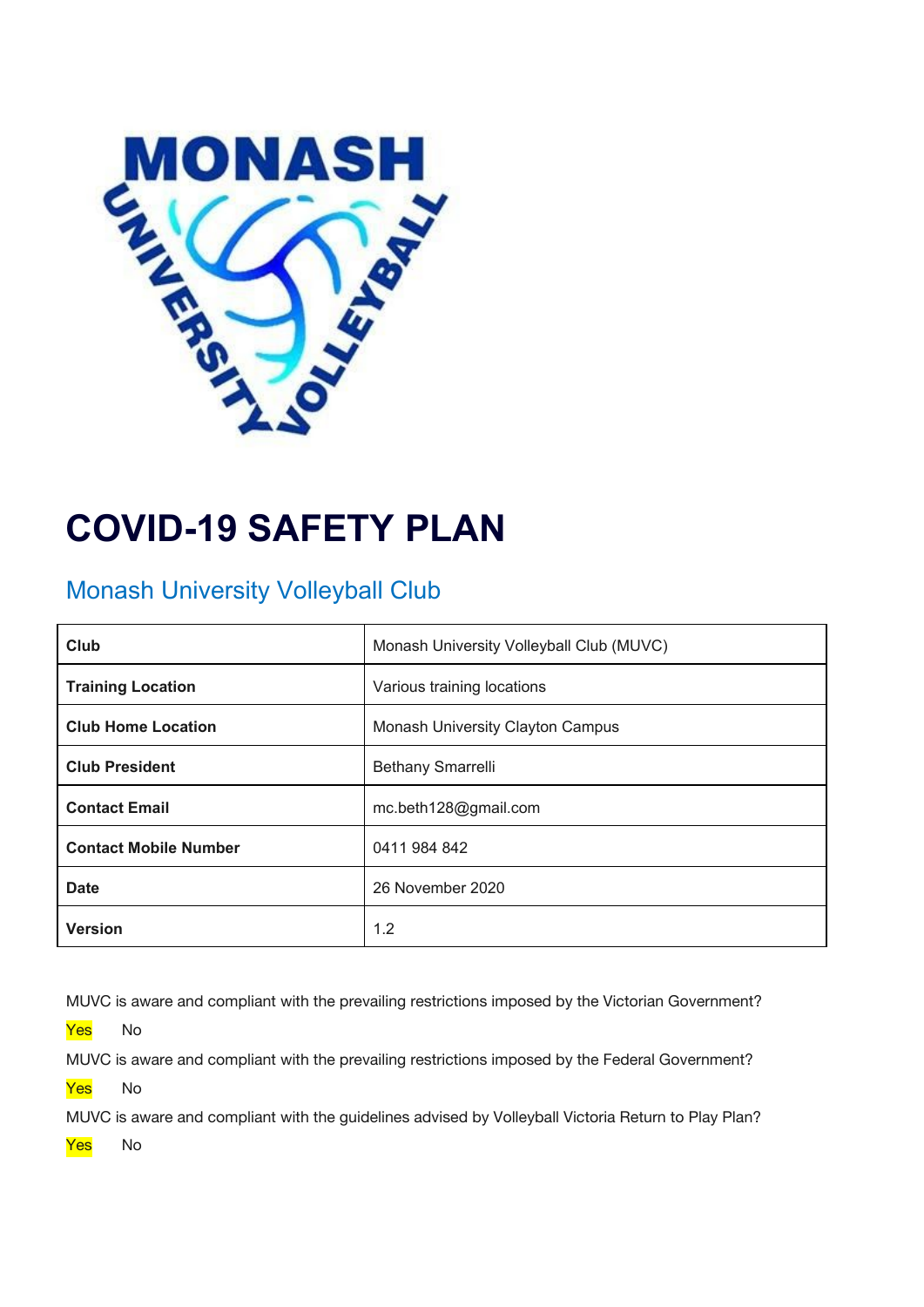# COVID-19 SAFETY PLAN

## Monash University Volleyball Club

| Club | Monash University Volleyball Club (MUVC) |
|---|---|
| Training Location | Various training locations |
| Club Home Location | Monash University Clayton Campus |
| Club President | Bethany Smarrelli |
| Contact Email | mc.beth128@gmail.com |
| Contact Mobile Number | 0411 984 842 |
| Date | 26 November 2020 |
| Version | 1.2 |

MUVC is aware and compliant with the prevailing restrictions imposed by the Victorian Government?

Yes No

MUVC is aware and compliant with the prevailing restrictions imposed by the Federal Government?

Yes No

MUVC is aware and compliant with the guidelines advised by Volleyball Victoria Return to Play Plan?

Yes No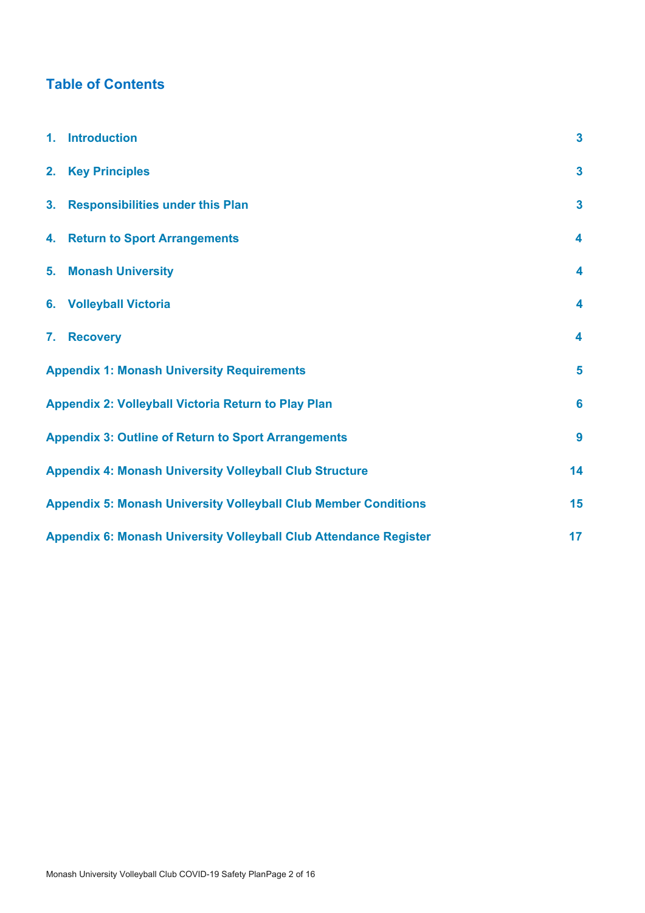## Table of Contents

| | |
|---|---|
| **1. Introduction** | **3** |
| **2. Key Principles** | **3** |
| **3. Responsibilities under this Plan** | **3** |
| **4. Return to Sport Arrangements** | **4** |
| **5. Monash University** | **4** |
| **6. Volleyball Victoria** | **4** |
| **7. Recovery** | **4** |
| **Appendix 1: Monash University Requirements** | **5** |
| **Appendix 2: Volleyball Victoria Return to Play Plan** | **6** |
| **Appendix 3: Outline of Return to Sport Arrangements** | **9** |
| **Appendix 4: Monash University Volleyball Club Structure** | **14** |
| **Appendix 5: Monash University Volleyball Club Member Conditions** | **15** |
| **Appendix 6: Monash University Volleyball Club Attendance Register** | **17** |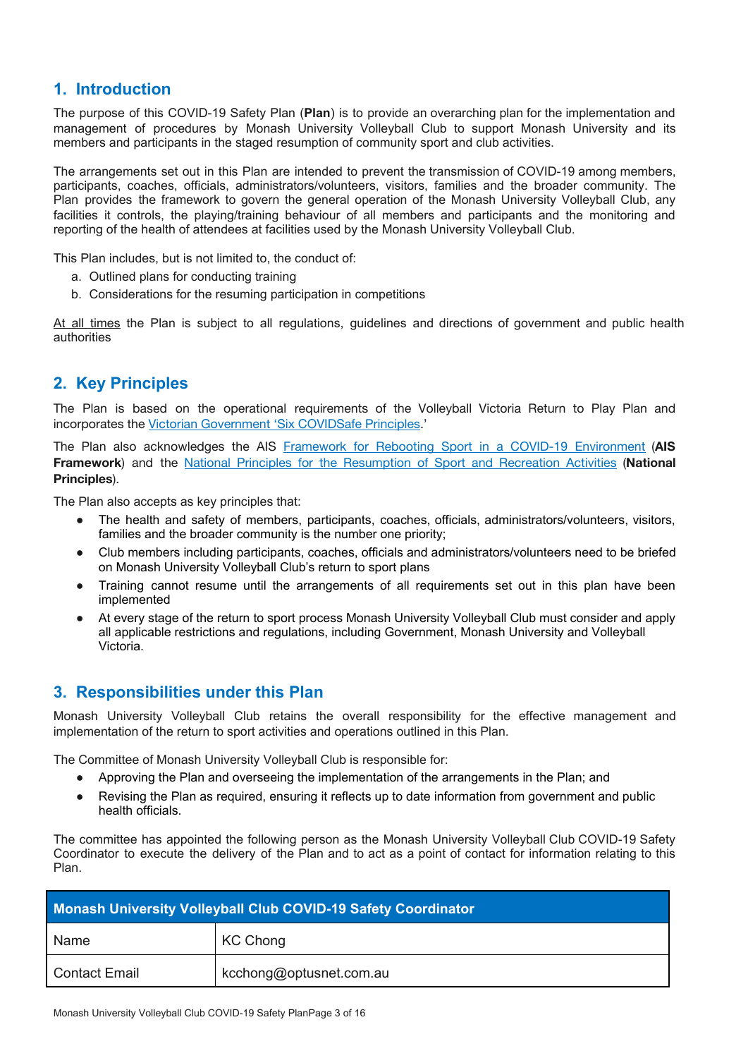## 1. Introduction

The purpose of this COVID-19 Safety Plan (**Plan**) is to provide an overarching plan for the implementation and management of procedures by Monash University Volleyball Club to support Monash University and its members and participants in the staged resumption of community sport and club activities.

The arrangements set out in this Plan are intended to prevent the transmission of COVID-19 among members, participants, coaches, officials, administrators/volunteers, visitors, families and the broader community. The Plan provides the framework to govern the general operation of the Monash University Volleyball Club, any facilities it controls, the playing/training behaviour of all members and participants and the monitoring and reporting of the health of attendees at facilities used by the Monash University Volleyball Club.

This Plan includes, but is not limited to, the conduct of:

a. Outlined plans for conducting training
b. Considerations for the resuming participation in competitions

At all times the Plan is subject to all regulations, guidelines and directions of government and public health authorities

## 2. Key Principles

The Plan is based on the operational requirements of the Volleyball Victoria Return to Play Plan and incorporates the Victorian Government 'Six COVIDSafe Principles.'

The Plan also acknowledges the AIS Framework for Rebooting Sport in a COVID-19 Environment (**AIS Framework**) and the National Principles for the Resumption of Sport and Recreation Activities (**National Principles**).

The Plan also accepts as key principles that:

- The health and safety of members, participants, coaches, officials, administrators/volunteers, visitors, families and the broader community is the number one priority;
- Club members including participants, coaches, officials and administrators/volunteers need to be briefed on Monash University Volleyball Club's return to sport plans
- Training cannot resume until the arrangements of all requirements set out in this plan have been implemented
- At every stage of the return to sport process Monash University Volleyball Club must consider and apply all applicable restrictions and regulations, including Government, Monash University and Volleyball Victoria.

## 3. Responsibilities under this Plan

Monash University Volleyball Club retains the overall responsibility for the effective management and implementation of the return to sport activities and operations outlined in this Plan.

The Committee of Monash University Volleyball Club is responsible for:

- Approving the Plan and overseeing the implementation of the arrangements in the Plan; and
- Revising the Plan as required, ensuring it reflects up to date information from government and public health officials.

The committee has appointed the following person as the Monash University Volleyball Club COVID-19 Safety Coordinator to execute the delivery of the Plan and to act as a point of contact for information relating to this Plan.

| Monash University Volleyball Club COVID-19 Safety Coordinator | |
|---|---|
| Name | KC Chong |
| Contact Email | kcchong@optusnet.com.au |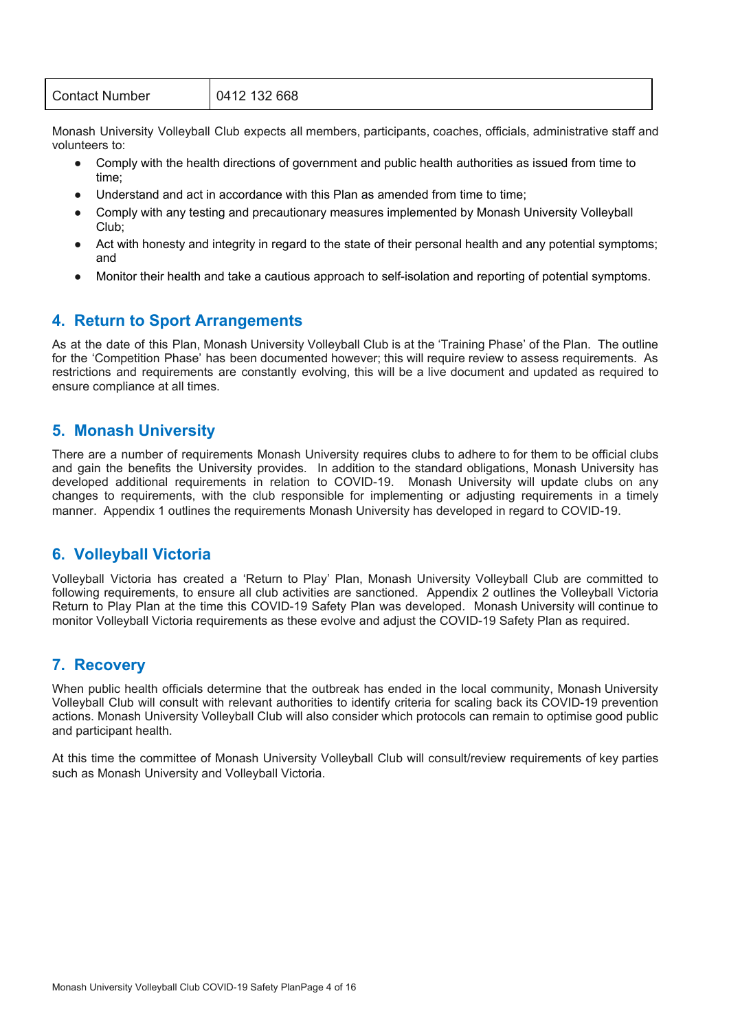| Contact Number | 0412 132 668 |
| --- | --- |

Monash University Volleyball Club expects all members, participants, coaches, officials, administrative staff and volunteers to:

- Comply with the health directions of government and public health authorities as issued from time to time;
- Understand and act in accordance with this Plan as amended from time to time;
- Comply with any testing and precautionary measures implemented by Monash University Volleyball Club;
- Act with honesty and integrity in regard to the state of their personal health and any potential symptoms; and
- Monitor their health and take a cautious approach to self-isolation and reporting of potential symptoms.

## 4. Return to Sport Arrangements

As at the date of this Plan, Monash University Volleyball Club is at the 'Training Phase' of the Plan. The outline for the 'Competition Phase' has been documented however; this will require review to assess requirements. As restrictions and requirements are constantly evolving, this will be a live document and updated as required to ensure compliance at all times.

## 5. Monash University

There are a number of requirements Monash University requires clubs to adhere to for them to be official clubs and gain the benefits the University provides. In addition to the standard obligations, Monash University has developed additional requirements in relation to COVID-19. Monash University will update clubs on any changes to requirements, with the club responsible for implementing or adjusting requirements in a timely manner. Appendix 1 outlines the requirements Monash University has developed in regard to COVID-19.

## 6. Volleyball Victoria

Volleyball Victoria has created a 'Return to Play' Plan, Monash University Volleyball Club are committed to following requirements, to ensure all club activities are sanctioned. Appendix 2 outlines the Volleyball Victoria Return to Play Plan at the time this COVID-19 Safety Plan was developed. Monash University will continue to monitor Volleyball Victoria requirements as these evolve and adjust the COVID-19 Safety Plan as required.

## 7. Recovery

When public health officials determine that the outbreak has ended in the local community, Monash University Volleyball Club will consult with relevant authorities to identify criteria for scaling back its COVID-19 prevention actions. Monash University Volleyball Club will also consider which protocols can remain to optimise good public and participant health.

At this time the committee of Monash University Volleyball Club will consult/review requirements of key parties such as Monash University and Volleyball Victoria.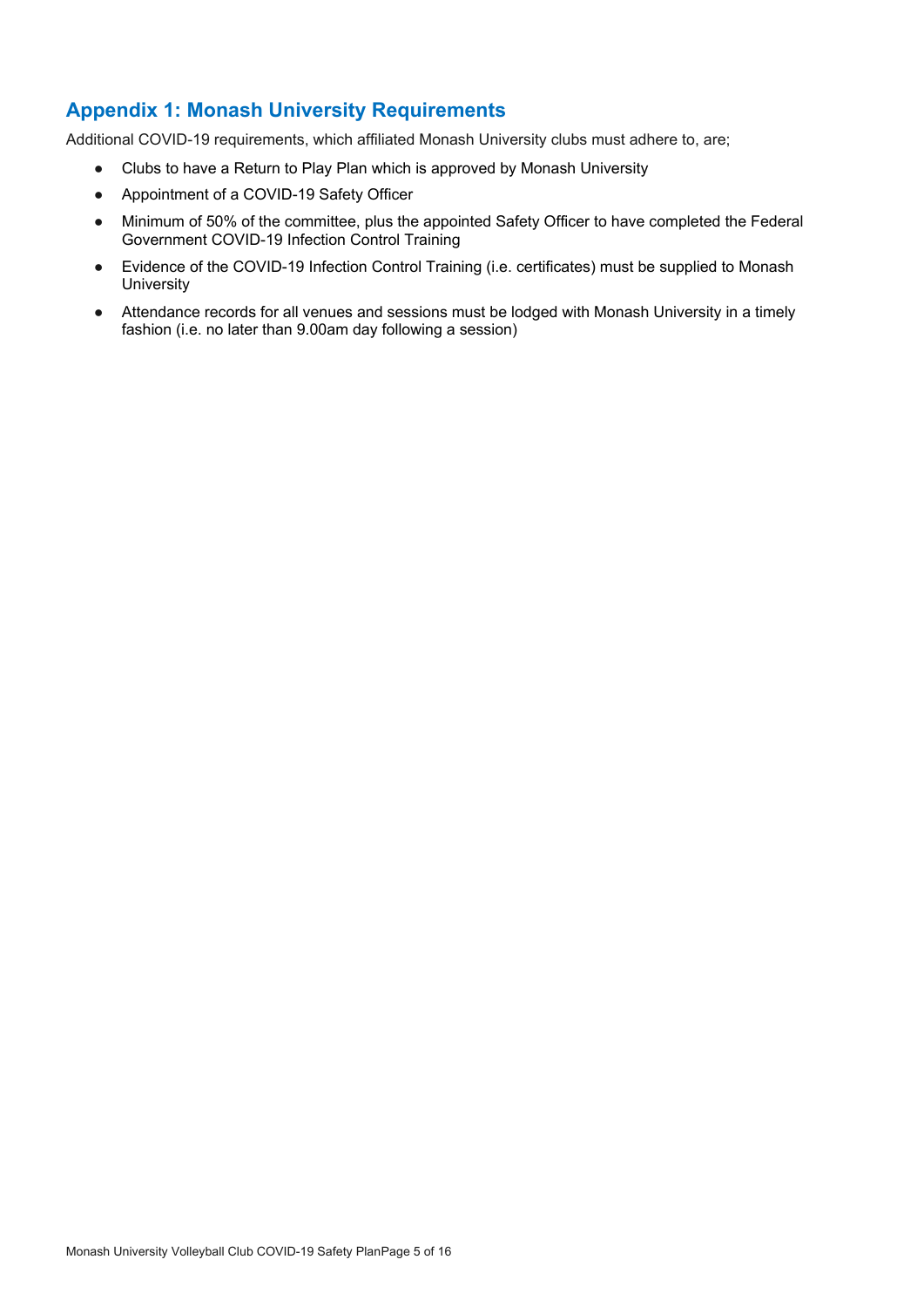## Appendix 1: Monash University Requirements

Additional COVID-19 requirements, which affiliated Monash University clubs must adhere to, are;

- Clubs to have a Return to Play Plan which is approved by Monash University
- Appointment of a COVID-19 Safety Officer
- Minimum of 50% of the committee, plus the appointed Safety Officer to have completed the Federal Government COVID-19 Infection Control Training
- Evidence of the COVID-19 Infection Control Training (i.e. certificates) must be supplied to Monash University
- Attendance records for all venues and sessions must be lodged with Monash University in a timely fashion (i.e. no later than 9.00am day following a session)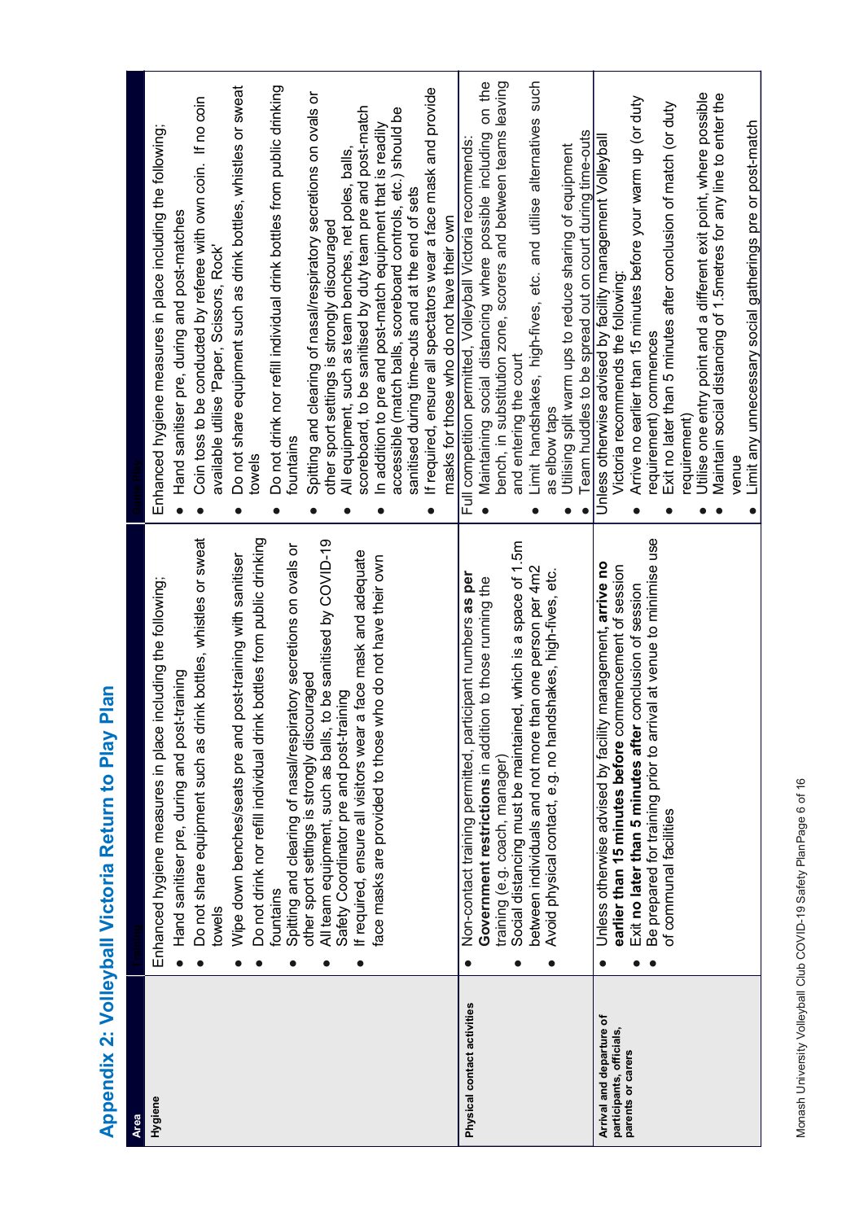# Appendix 2: Volleyball Victoria Return to Play Plan

| Area | Training | Competition |
|---|---|---|
| Hygiene | Enhanced hygiene measures in place including the following;<br>• Hand sanitiser pre, during and post-training<br>• Do not share equipment such as drink bottles, whistles or sweat towels<br>• Wipe down benches/seats pre and post-training with sanitiser<br>• Do not drink nor refill individual drink bottles from public drinking fountains<br>• Spitting and clearing of nasal/respiratory secretions on ovals or other sport settings is strongly discouraged<br>• All team equipment, such as balls, to be sanitised by COVID-19 Safety Coordinator pre and post-training<br>• If required, ensure all visitors wear a face mask and adequate face masks are provided to those who do not have their own | Enhanced hygiene measures in place including the following;<br>• Hand sanitiser pre, during and post-matches<br>• Coin toss to be conducted by referee with own coin. If no coin available utilise 'Paper, Scissors, Rock'<br>• Do not share equipment such as drink bottles, whistles or sweat towels<br>• Do not drink nor refill individual drink bottles from public drinking fountains<br>• Spitting and clearing of nasal/respiratory secretions on ovals or other sport settings is strongly discouraged<br>• All equipment, such as team benches, net poles, balls, scoreboard, to be sanitised by duty team pre and post-match<br>• In addition to pre and post-match equipment that is readily accessible (match balls, scoreboard controls, etc.) should be sanitised during time-outs and at the end of sets<br>• If required, ensure all spectators wear a face mask and provide masks for those who do not have their own |
| Physical contact activities | • Non-contact training permitted, participant numbers **as per Government restrictions** in addition to those running the training (e.g. coach, manager)<br>• Social distancing must be maintained, which is a space of 1.5m between individuals and not more than one person per 4m2<br>• Avoid physical contact, e.g. no handshakes, high-fives, etc. | Full competition permitted, Volleyball Victoria recommends:<br>• Maintaining social distancing where possible including on the bench, in substitution zone, scorers and between teams leaving and entering the court<br>• Limit handshakes, high-fives, etc. and utilise alternatives such as elbow taps<br>• Utilising split warm ups to reduce sharing of equipment<br>• Team huddles to be spread out on court during time-outs |
| Arrival and departure of participants, officials, parents or carers | • Unless otherwise advised by facility management, **arrive no earlier than 15 minutes before** commencement of session<br>• Exit **no later than 5 minutes after** conclusion of session<br>• Be prepared for training prior to arrival at venue to minimise use of communal facilities | Unless otherwise advised by facility management Volleyball Victoria recommends the following:<br>• Arrive no earlier than 15 minutes before your warm up (or duty requirement) commences<br>• Exit no later than 5 minutes after conclusion of match (or duty requirement)<br>• Utilise one entry point and a different exit point, where possible<br>• Maintain social distancing of 1.5metres for any line to enter the venue<br>• Limit any unnecessary social gatherings pre or post-match |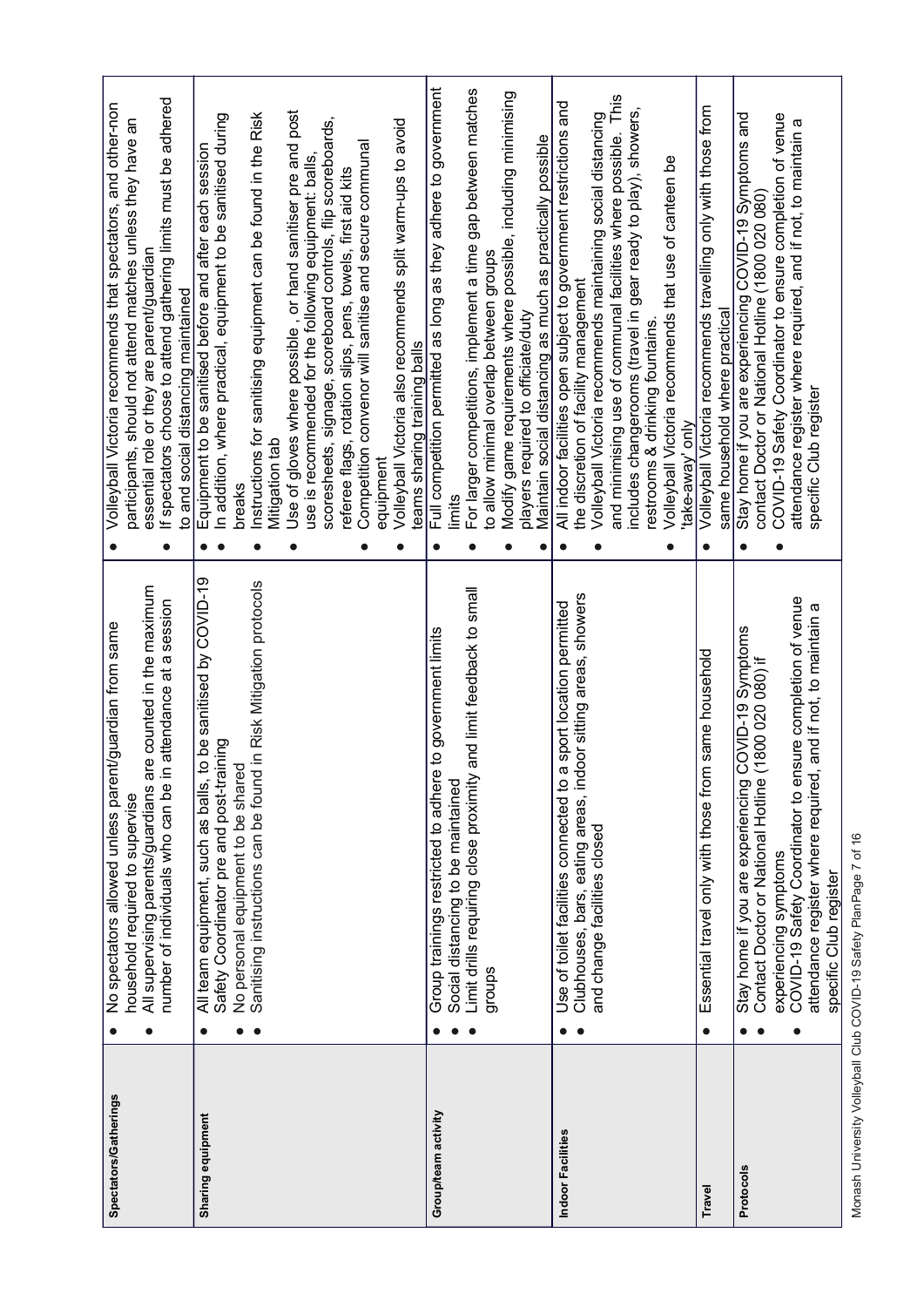| Spectators/Gatherings | • No spectators allowed unless parent/guardian from same household required to supervise<br>• All supervising parents/guardians are counted in the maximum number of individuals who can be in attendance at a session | • Volleyball Victoria recommends that spectators, and other-non participants, should not attend matches unless they have an essential role or they are parent/guardian<br>• If spectators choose to attend gathering limits must be adhered to and social distancing maintained |
|---|---|---|
| Sharing equipment | • All team equipment, such as balls, to be sanitised by COVID-19 Safety Coordinator pre and post-training<br>• No personal equipment to be shared<br>• Sanitising instructions can be found in Risk Mitigation protocols | • Equipment to be sanitised before and after each session<br>• In addition, where practical, equipment to be sanitised during breaks<br>• Instructions for sanitising equipment can be found in the Risk Mitigation tab<br>• Use of gloves where possible , or hand sanitiser pre and post use is recommended for the following equipment: balls, scoresheets, signage, scoreboard controls, flip scoreboards, referee flags, rotation slips, pens, towels, first aid kits<br>• Competition convenor will sanitise and secure communal equipment<br>• Volleyball Victoria also recommends split warm-ups to avoid teams sharing training balls |
| Group/team activity | • Group trainings restricted to adhere to government limits<br>• Social distancing to be maintained<br>• Limit drills requiring close proximity and limit feedback to small groups | • Full competition permitted as long as they adhere to government limits<br>• For larger competitions, implement a time gap between matches to allow minimal overlap between groups<br>• Modify game requirements where possible, including minimising players required to officiate/duty<br>• Maintain social distancing as much as practically possible |
| Indoor Facilities | • Use of toilet facilities connected to a sport location permitted<br>• Clubhouses, bars, eating areas, indoor sitting areas, showers and change facilities closed | • All indoor facilities open subject to government restrictions and the discretion of facility management<br>• Volleyball Victoria recommends maintaining social distancing and minimising use of communal facilities where possible. This includes changerooms (travel in gear ready to play), showers, restrooms & drinking fountains.<br>• Volleyball Victoria recommends that use of canteen be 'take-away' only |
| Travel | • Essential travel only with those from same household | • Volleyball Victoria recommends travelling only with those from same household where practical |
| Protocols | • Stay home if you are experiencing COVID-19 Symptoms<br>• Contact Doctor or National Hotline (1800 020 080) if experiencing symptoms<br>• COVID-19 Safety Coordinator to ensure completion of venue attendance register where required, and if not, to maintain a specific Club register | • Stay home if you are experiencing COVID-19 Symptoms and contact Doctor or National Hotline (1800 020 080)<br>• COVID-19 Safety Coordinator to ensure completion of venue attendance register where required, and if not, to maintain a specific Club register |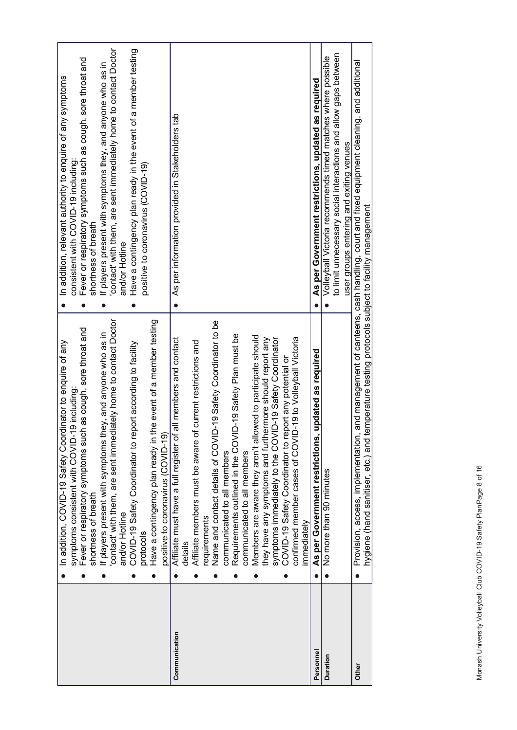| | | |
|---|---|---|
| | • In addition, COVID-19 Safety Coordinator to enquire of any symptoms consistent with COVID-19 including:<br>• Fever or respiratory symptoms such as cough, sore throat and shortness of breath<br>• If players present with symptoms they, and anyone who as in 'contact' with them, are sent immediately home to contact Doctor and/or Hotline<br>• COVID-19 Safety Coordinator to report according to facility protocols<br>• Have a contingency plan ready in the event of a member testing positive to coronavirus (COVID-19) | • In addition, relevant authority to enquire of any symptoms consistent with COVID-19 including:<br>• Fever or respiratory symptoms such as cough, sore throat and shortness of breath<br>• If players present with symptoms they, and anyone who as in 'contact' with them, are sent immediately home to contact Doctor and/or Hotline<br>• Have a contingency plan ready in the event of a member testing positive to coronavirus (COVID-19) |
| **Communication** | • Affiliate must have a full register of all members and contact details<br>• Affiliate members must be aware of current restrictions and requirements<br>• Name and contact details of COVID-19 Safety Coordinator to be communicated to all members<br>• Requirements outlined in the COVID-19 Safety Plan must be communicated to all members<br>• Members are aware they aren't allowed to participate should they have any symptoms and furthermore should report any symptoms immediately to the COVID-19 Safety Coordinator<br>• COVID-19 Safety Coordinator to report any potential or confirmed member cases of COVID-19 to Volleyball Victoria immediately | • As per information provided in Stakeholders tab |
| **Personnel** | • **As per Government restrictions, updated as required** | • **As per Government restrictions, updated as required** |
| **Duration** | • No more than 90 minutes | • Volleyball Victoria recommends timed matches where possible to limit unnecessary social interactions and allow gaps between user groups entering and exiting venues |
| **Other** | • Provision, access, implementation, and management of canteens, cash handling, court and fixed equipment cleaning, and additional hygiene (hand sanitiser, etc.) and temperature testing protocols subject to facility management | |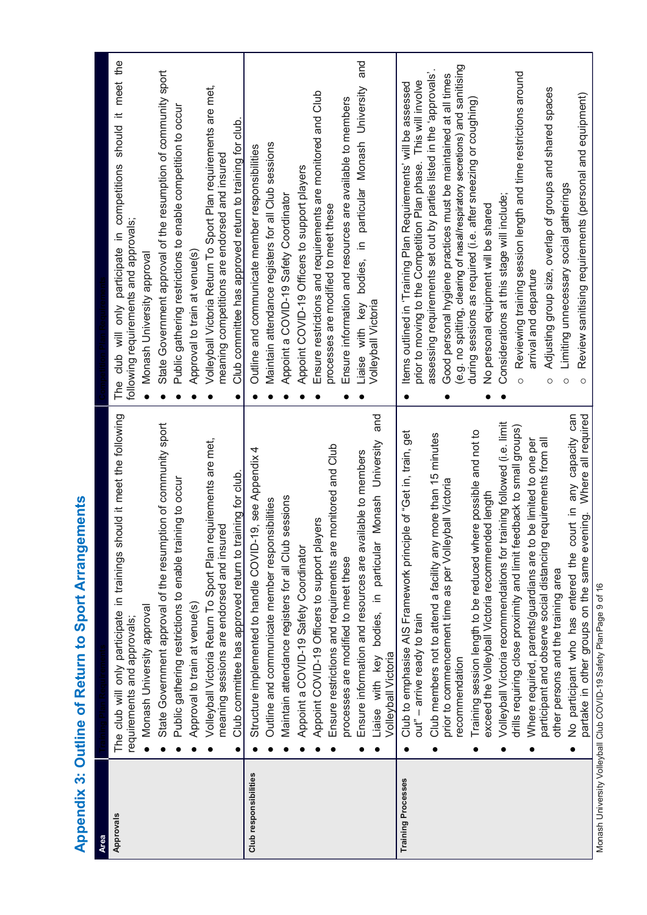# Appendix 3: Outline of Return to Sport Arrangements

| Area | Training Plan Requirements | Competition Plan Requirements |
|---|---|---|
| **Approvals** | The club will only participate in trainings should it meet the following requirements and approvals;<br>• Monash University approval<br>• State Government approval of the resumption of community sport<br>• Public gathering restrictions to enable training to occur<br>• Approval to train at venue(s)<br>• Volleyball Victoria Return To Sport Plan requirements are met, meaning sessions are endorsed and insured<br>• Club committee has approved return to training for club. | The club will only participate in competitions should it meet the following requirements and approvals;<br>• Monash University approval<br>• State Government approval of the resumption of community sport<br>• Public gathering restrictions to enable competition to occur<br>• Approval to train at venue(s)<br>• Volleyball Victoria Return To Sport Plan requirements are met, meaning competitions are endorsed and insured<br>• Club committee has approved return to training for club. |
| **Club responsibilities** | • Structure implemented to handle COVID-19, see Appendix 4<br>• Outline and communicate member responsibilities<br>• Maintain attendance registers for all Club sessions<br>• Appoint a COVID-19 Safety Coordinator<br>• Appoint COVID-19 Officers to support players<br>• Ensure restrictions and requirements are monitored and Club processes are modified to meet these<br>• Ensure information and resources are available to members<br>• Liaise with key bodies, in particular Monash University and Volleyball Victoria | • Outline and communicate member responsibilities<br>• Maintain attendance registers for all Club sessions<br>• Appoint a COVID-19 Safety Coordinator<br>• Appoint COVID-19 Officers to support players<br>• Ensure restrictions and requirements are monitored and Club processes are modified to meet these<br>• Ensure information and resources are available to members<br>• Liaise with key bodies, in particular Monash University and Volleyball Victoria |
| **Training Processes** | • Club to emphasise AIS Framework principle of "Get in, train, get out" – arrive ready to train<br>• Club members not to attend a facility any more than 15 minutes prior to commencement time as per Volleyball Victoria recommendation<br>• Training session length to be reduced where possible and not to exceed the Volleyball Victoria recommended length<br>• Volleyball Victoria recommendations for training followed (i.e. limit drills requiring close proximity and limit feedback to small groups)<br>• Where required, parents/guardians are to be limited to one per participant and observe social distancing requirements from all other persons and the training area<br>• No participant who has entered the court in any capacity can partake in other groups on the same evening. Where all required | • Items outlined in 'Training Plan Requirements' will be assessed prior to moving to the Competition Plan phase. This will involve assessing requirements set out by parties listed in the 'approvals'.<br>• Good personal hygiene practices must be maintained at all times (e.g. no spitting, clearing of nasal/respiratory secretions) and sanitising during sessions as required (i.e. after sneezing or coughing)<br>• No personal equipment will be shared<br>• Considerations at this stage will include;<br>&nbsp;&nbsp;○ Reviewing training session length and time restrictions around arrival and departure<br>&nbsp;&nbsp;○ Adjusting group size, overlap of groups and shared spaces<br>&nbsp;&nbsp;○ Limiting unnecessary social gatherings<br>&nbsp;&nbsp;○ Review sanitising requirements (personal and equipment) |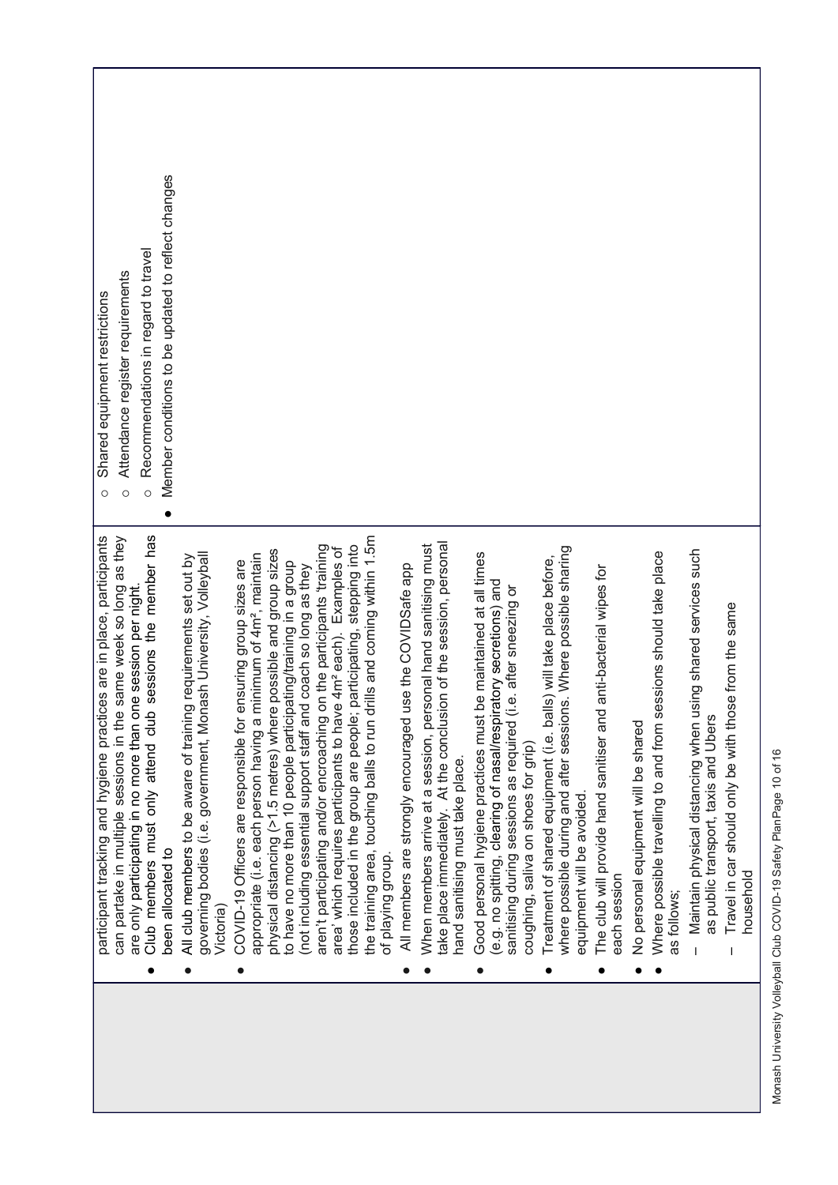| | | |
|---|---|---|
| | participant tracking and hygiene practices are in place, participants can partake in multiple sessions in the same week so long as they are only participating in no more than one session per night.<br>• Club members must only attend club sessions the member has been allocated to<br>• All club members to be aware of training requirements set out by governing bodies (i.e. government, Monash University, Volleyball Victoria)<br>• COVID-19 Officers are responsible for ensuring group sizes are appropriate (i.e. each person having a minimum of 4m², maintain physical distancing (>1.5 metres) where possible and group sizes to have no more than 10 people participating/training in a group (not including essential support staff and coach so long as they aren't participating and/or encroaching on the participants 'training area' which requires participants to have 4m² each). Examples of those included in the group are people; participating, stepping into the training area, touching balls to run drills and coming within 1.5m of playing group.<br>• All members are strongly encouraged use the COVIDSafe app<br>• When members arrive at a session, personal hand sanitising must take place immediately. At the conclusion of the session, personal hand sanitising must take place.<br>• Good personal hygiene practices must be maintained at all times (e.g. no spitting, clearing of nasal/respiratory secretions) and sanitising during sessions as required (i.e. after sneezing or coughing, saliva on shoes for grip)<br>• Treatment of shared equipment (i.e. balls) will take place before, where possible during and after sessions. Where possible sharing equipment will be avoided.<br>• The club will provide hand sanitiser and anti-bacterial wipes for each session<br>• No personal equipment will be shared<br>• Where possible travelling to and from sessions should take place as follows;<br>– Maintain physical distancing when using shared services such as public transport, taxis and Ubers<br>– Travel in car should only be with those from the same household | ○ Shared equipment restrictions<br>○ Attendance register requirements<br>○ Recommendations in regard to travel<br>• Member conditions to be updated to reflect changes |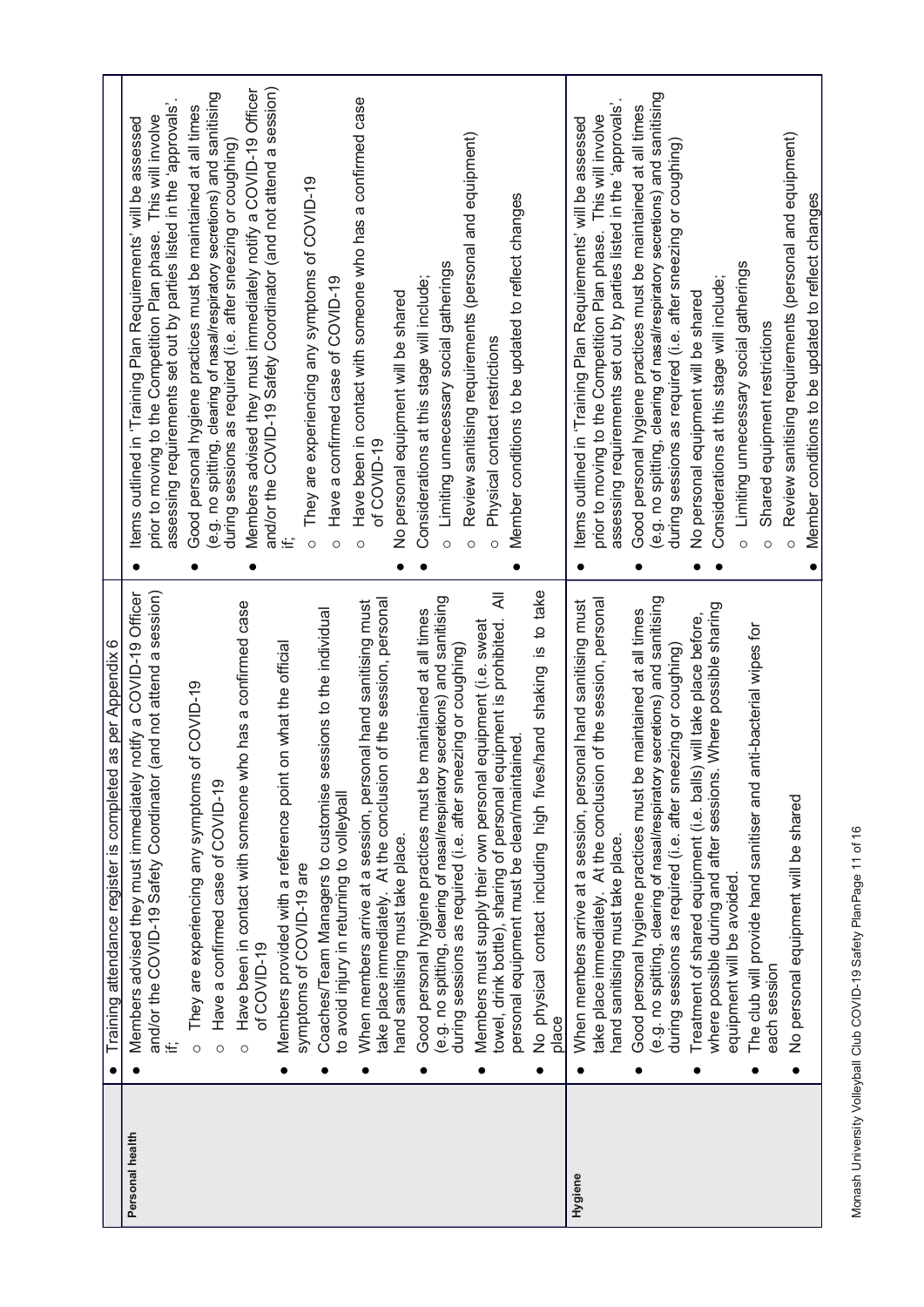| | | |
|---|---|---|
| | • Training attendance register is completed as per Appendix 6 | |
| **Personal health** | • Members advised they must immediately notify a COVID-19 Officer and/or the COVID-19 Safety Coordinator (and not attend a session) if;<br>  ○ They are experiencing any symptoms of COVID-19<br>  ○ Have a confirmed case of COVID-19<br>  ○ Have been in contact with someone who has a confirmed case of COVID-19<br>• Members provided with a reference point on what the official symptoms of COVID-19 are<br>• Coaches/Team Managers to customise sessions to the individual to avoid injury in returning to volleyball<br>• When members arrive at a session, personal hand sanitising must take place immediately. At the conclusion of the session, personal hand sanitising must take place.<br>• Good personal hygiene practices must be maintained at all times (e.g. no spitting, clearing of nasal/respiratory secretions) and sanitising during sessions as required (i.e. after sneezing or coughing)<br>• Members must supply their own personal equipment (i.e. sweat towel, drink bottle), sharing of personal equipment is prohibited. All personal equipment must be clean/maintained.<br>• No physical contact including high fives/hand shaking is to take place | • Items outlined in 'Training Plan Requirements' will be assessed prior to moving to the Competition Plan phase. This will involve assessing requirements set out by parties listed in the 'approvals'.<br>• Good personal hygiene practices must be maintained at all times (e.g. no spitting, clearing of nasal/respiratory secretions) and sanitising during sessions as required (i.e. after sneezing or coughing)<br>• Members advised they must immediately notify a COVID-19 Officer and/or the COVID-19 Safety Coordinator (and not attend a session) if;<br>  ○ They are experiencing any symptoms of COVID-19<br>  ○ Have a confirmed case of COVID-19<br>  ○ Have been in contact with someone who has a confirmed case of COVID-19<br>• No personal equipment will be shared<br>• Considerations at this stage will include;<br>  ○ Limiting unnecessary social gatherings<br>  ○ Review sanitising requirements (personal and equipment)<br>  ○ Physical contact restrictions<br>• Member conditions to be updated to reflect changes |
| **Hygiene** | • When members arrive at a session, personal hand sanitising must take place immediately. At the conclusion of the session, personal hand sanitising must take place.<br>• Good personal hygiene practices must be maintained at all times (e.g. no spitting, clearing of nasal/respiratory secretions) and sanitising during sessions as required (i.e. after sneezing or coughing)<br>• Treatment of shared equipment (i.e. balls) will take place before, where possible during and after sessions. Where possible sharing equipment will be avoided.<br>• The club will provide hand sanitiser and anti-bacterial wipes for each session<br>• No personal equipment will be shared | • Items outlined in 'Training Plan Requirements' will be assessed prior to moving to the Competition Plan phase. This will involve assessing requirements set out by parties listed in the 'approvals'.<br>• Good personal hygiene practices must be maintained at all times (e.g. no spitting, clearing of nasal/respiratory secretions) and sanitising during sessions as required (i.e. after sneezing or coughing)<br>• No personal equipment will be shared<br>• Considerations at this stage will include;<br>  ○ Limiting unnecessary social gatherings<br>  ○ Shared equipment restrictions<br>  ○ Review sanitising requirements (personal and equipment)<br>• Member conditions to be updated to reflect changes |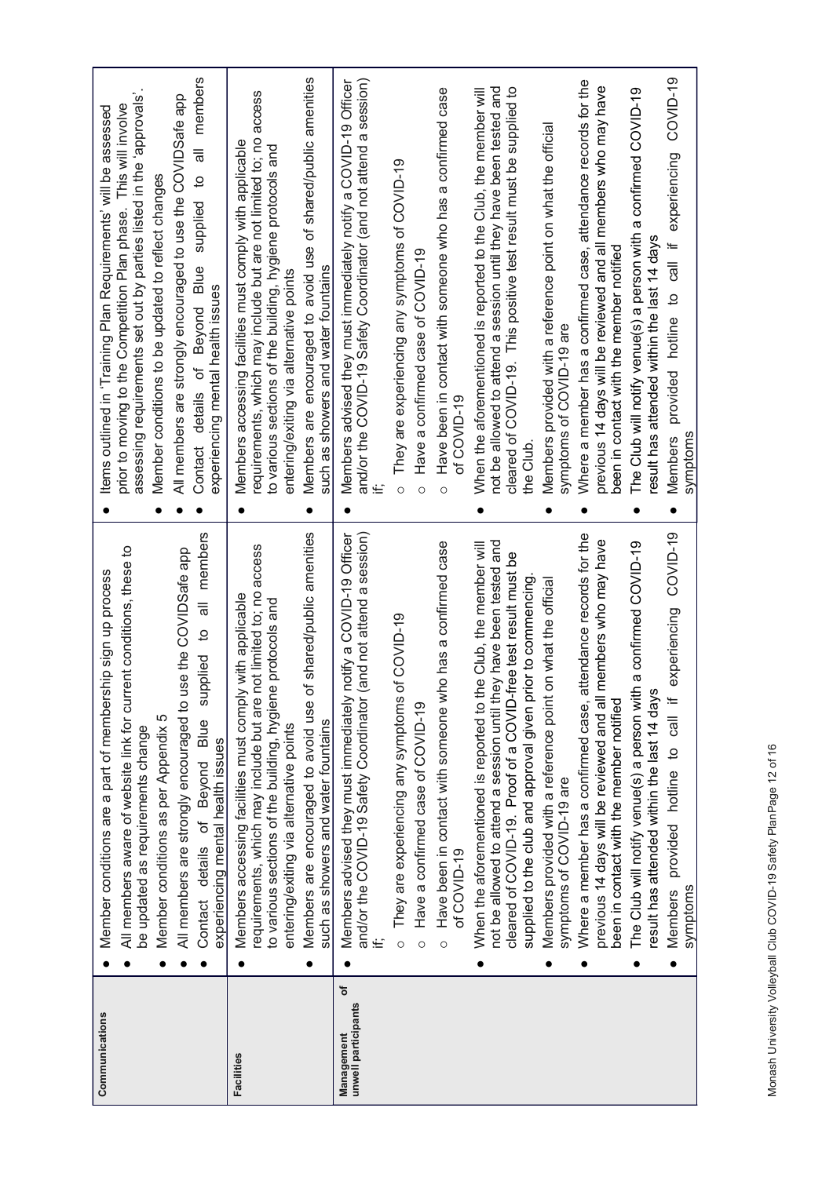| | | |
|---|---|---|
| **Communications** | <ul><li>Member conditions are a part of membership sign up process</li><li>All members aware of website link for current conditions, these to be updated as requirements change</li><li>Member conditions as per Appendix 5</li><li>All members are strongly encouraged to use the COVIDSafe app</li><li>Contact details of Beyond Blue supplied to all members experiencing mental health issues</li></ul> | <ul><li>Items outlined in 'Training Plan Requirements' will be assessed prior to moving to the Competition Plan phase. This will involve assessing requirements set out by parties listed in the 'approvals'.</li><li>Member conditions to be updated to reflect changes</li><li>All members are strongly encouraged to use the COVIDSafe app</li><li>Contact details of Beyond Blue supplied to all members experiencing mental health issues</li></ul> |
| **Facilities** | <ul><li>Members accessing facilities must comply with applicable requirements, which may include but are not limited to; no access to various sections of the building, hygiene protocols and entering/exiting via alternative points</li><li>Members are encouraged to avoid use of shared/public amenities such as showers and water fountains</li></ul> | <ul><li>Members accessing facilities must comply with applicable requirements, which may include but are not limited to; no access to various sections of the building, hygiene protocols and entering/exiting via alternative points</li><li>Members are encouraged to avoid use of shared/public amenities such as showers and water fountains</li></ul> |
| **Management of unwell participants** | <ul><li>Members advised they must immediately notify a COVID-19 Officer and/or the COVID-19 Safety Coordinator (and not attend a session) if;<ul><li>They are experiencing any symptoms of COVID-19</li><li>Have a confirmed case of COVID-19</li><li>Have been in contact with someone who has a confirmed case of COVID-19</li></ul></li><li>When the aforementioned is reported to the Club, the member will not be allowed to attend a session until they have been tested and cleared of COVID-19. Proof of a COVID-free test result must be supplied to the club and approval given prior to commencing.</li><li>Members provided with a reference point on what the official symptoms of COVID-19 are</li><li>Where a member has a confirmed case, attendance records for the previous 14 days will be reviewed and all members who may have been in contact with the member notified</li><li>The Club will notify venue(s) a person with a confirmed COVID-19 result has attended within the last 14 days</li><li>Members provided hotline to call if experiencing COVID-19 symptoms</li></ul> | <ul><li>Members advised they must immediately notify a COVID-19 Officer and/or the COVID-19 Safety Coordinator (and not attend a session) if;<ul><li>They are experiencing any symptoms of COVID-19</li><li>Have a confirmed case of COVID-19</li><li>Have been in contact with someone who has a confirmed case of COVID-19</li></ul></li><li>When the aforementioned is reported to the Club, the member will not be allowed to attend a session until they have been tested and cleared of COVID-19. This positive test result must be supplied to the Club.</li><li>Members provided with a reference point on what the official symptoms of COVID-19 are</li><li>Where a member has a confirmed case, attendance records for the previous 14 days will be reviewed and all members who may have been in contact with the member notified</li><li>The Club will notify venue(s) a person with a confirmed COVID-19 result has attended within the last 14 days</li><li>Members provided hotline to call if experiencing COVID-19 symptoms</li></ul> |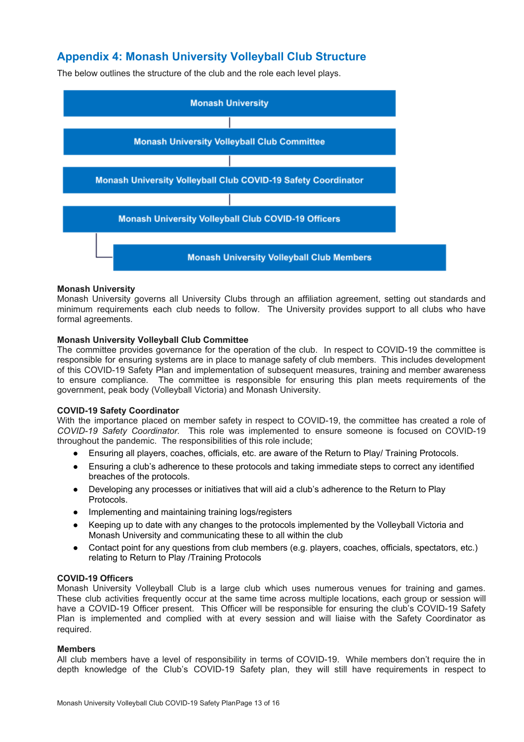## Appendix 4: Monash University Volleyball Club Structure

The below outlines the structure of the club and the role each level plays.

Monash University

Monash University Volleyball Club Committee

Monash University Volleyball Club COVID-19 Safety Coordinator

Monash University Volleyball Club COVID-19 Officers

Monash University Volleyball Club Members

**Monash University**

Monash University governs all University Clubs through an affiliation agreement, setting out standards and minimum requirements each club needs to follow. The University provides support to all clubs who have formal agreements.

**Monash University Volleyball Club Committee**

The committee provides governance for the operation of the club. In respect to COVID-19 the committee is responsible for ensuring systems are in place to manage safety of club members. This includes development of this COVID-19 Safety Plan and implementation of subsequent measures, training and member awareness to ensure compliance. The committee is responsible for ensuring this plan meets requirements of the government, peak body (Volleyball Victoria) and Monash University.

**COVID-19 Safety Coordinator**

With the importance placed on member safety in respect to COVID-19, the committee has created a role of *COVID-19 Safety Coordinator*. This role was implemented to ensure someone is focused on COVID-19 throughout the pandemic. The responsibilities of this role include;

- Ensuring all players, coaches, officials, etc. are aware of the Return to Play/ Training Protocols.
- Ensuring a club's adherence to these protocols and taking immediate steps to correct any identified breaches of the protocols.
- Developing any processes or initiatives that will aid a club's adherence to the Return to Play Protocols.
- Implementing and maintaining training logs/registers
- Keeping up to date with any changes to the protocols implemented by the Volleyball Victoria and Monash University and communicating these to all within the club
- Contact point for any questions from club members (e.g. players, coaches, officials, spectators, etc.) relating to Return to Play /Training Protocols

**COVID-19 Officers**

Monash University Volleyball Club is a large club which uses numerous venues for training and games. These club activities frequently occur at the same time across multiple locations, each group or session will have a COVID-19 Officer present. This Officer will be responsible for ensuring the club's COVID-19 Safety Plan is implemented and complied with at every session and will liaise with the Safety Coordinator as required.

**Members**

All club members have a level of responsibility in terms of COVID-19. While members don't require the in depth knowledge of the Club's COVID-19 Safety plan, they will still have requirements in respect to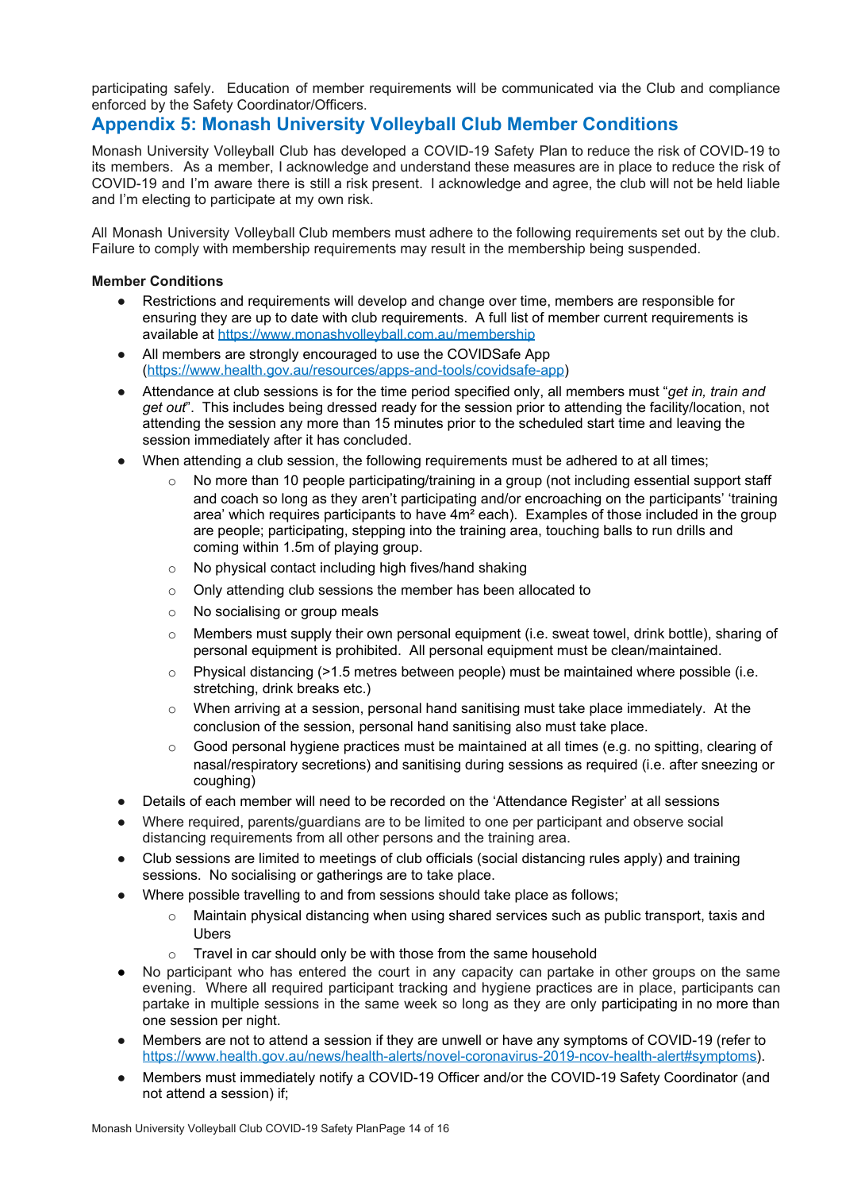participating safely. Education of member requirements will be communicated via the Club and compliance enforced by the Safety Coordinator/Officers.

## Appendix 5: Monash University Volleyball Club Member Conditions

Monash University Volleyball Club has developed a COVID-19 Safety Plan to reduce the risk of COVID-19 to its members. As a member, I acknowledge and understand these measures are in place to reduce the risk of COVID-19 and I'm aware there is still a risk present. I acknowledge and agree, the club will not be held liable and I'm electing to participate at my own risk.

All Monash University Volleyball Club members must adhere to the following requirements set out by the club. Failure to comply with membership requirements may result in the membership being suspended.

**Member Conditions**

- Restrictions and requirements will develop and change over time, members are responsible for ensuring they are up to date with club requirements. A full list of member current requirements is available at https://www.monashvolleyball.com.au/membership
- All members are strongly encouraged to use the COVIDSafe App (https://www.health.gov.au/resources/apps-and-tools/covidsafe-app)
- Attendance at club sessions is for the time period specified only, all members must "*get in, train and get out*". This includes being dressed ready for the session prior to attending the facility/location, not attending the session any more than 15 minutes prior to the scheduled start time and leaving the session immediately after it has concluded.
- When attending a club session, the following requirements must be adhered to at all times;
    - No more than 10 people participating/training in a group (not including essential support staff and coach so long as they aren't participating and/or encroaching on the participants' 'training area' which requires participants to have 4m² each). Examples of those included in the group are people; participating, stepping into the training area, touching balls to run drills and coming within 1.5m of playing group.
    - No physical contact including high fives/hand shaking
    - Only attending club sessions the member has been allocated to
    - No socialising or group meals
    - Members must supply their own personal equipment (i.e. sweat towel, drink bottle), sharing of personal equipment is prohibited. All personal equipment must be clean/maintained.
    - Physical distancing (>1.5 metres between people) must be maintained where possible (i.e. stretching, drink breaks etc.)
    - When arriving at a session, personal hand sanitising must take place immediately. At the conclusion of the session, personal hand sanitising also must take place.
    - Good personal hygiene practices must be maintained at all times (e.g. no spitting, clearing of nasal/respiratory secretions) and sanitising during sessions as required (i.e. after sneezing or coughing)
- Details of each member will need to be recorded on the 'Attendance Register' at all sessions
- Where required, parents/guardians are to be limited to one per participant and observe social distancing requirements from all other persons and the training area.
- Club sessions are limited to meetings of club officials (social distancing rules apply) and training sessions. No socialising or gatherings are to take place.
- Where possible travelling to and from sessions should take place as follows;
    - Maintain physical distancing when using shared services such as public transport, taxis and Ubers
    - Travel in car should only be with those from the same household
- No participant who has entered the court in any capacity can partake in other groups on the same evening. Where all required participant tracking and hygiene practices are in place, participants can partake in multiple sessions in the same week so long as they are only participating in no more than one session per night.
- Members are not to attend a session if they are unwell or have any symptoms of COVID-19 (refer to https://www.health.gov.au/news/health-alerts/novel-coronavirus-2019-ncov-health-alert#symptoms).
- Members must immediately notify a COVID-19 Officer and/or the COVID-19 Safety Coordinator (and not attend a session) if;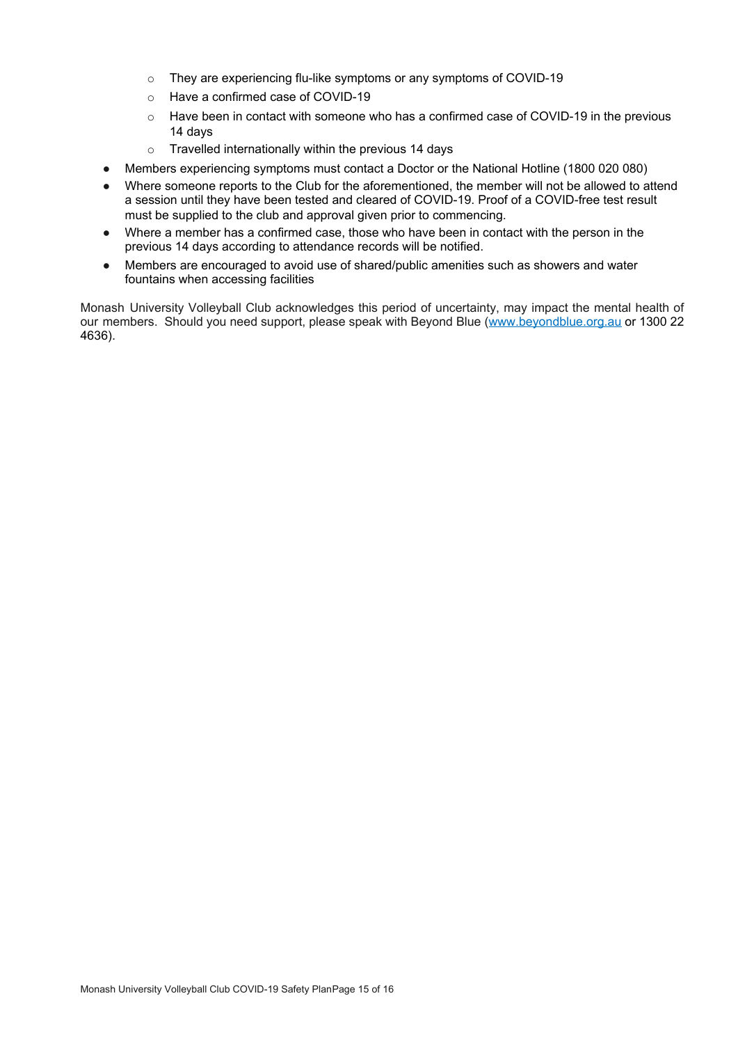- They are experiencing flu-like symptoms or any symptoms of COVID-19
  - Have a confirmed case of COVID-19
  - Have been in contact with someone who has a confirmed case of COVID-19 in the previous 14 days
  - Travelled internationally within the previous 14 days
- Members experiencing symptoms must contact a Doctor or the National Hotline (1800 020 080)
- Where someone reports to the Club for the aforementioned, the member will not be allowed to attend a session until they have been tested and cleared of COVID-19. Proof of a COVID-free test result must be supplied to the club and approval given prior to commencing.
- Where a member has a confirmed case, those who have been in contact with the person in the previous 14 days according to attendance records will be notified.
- Members are encouraged to avoid use of shared/public amenities such as showers and water fountains when accessing facilities

Monash University Volleyball Club acknowledges this period of uncertainty, may impact the mental health of our members. Should you need support, please speak with Beyond Blue (www.beyondblue.org.au or 1300 22 4636).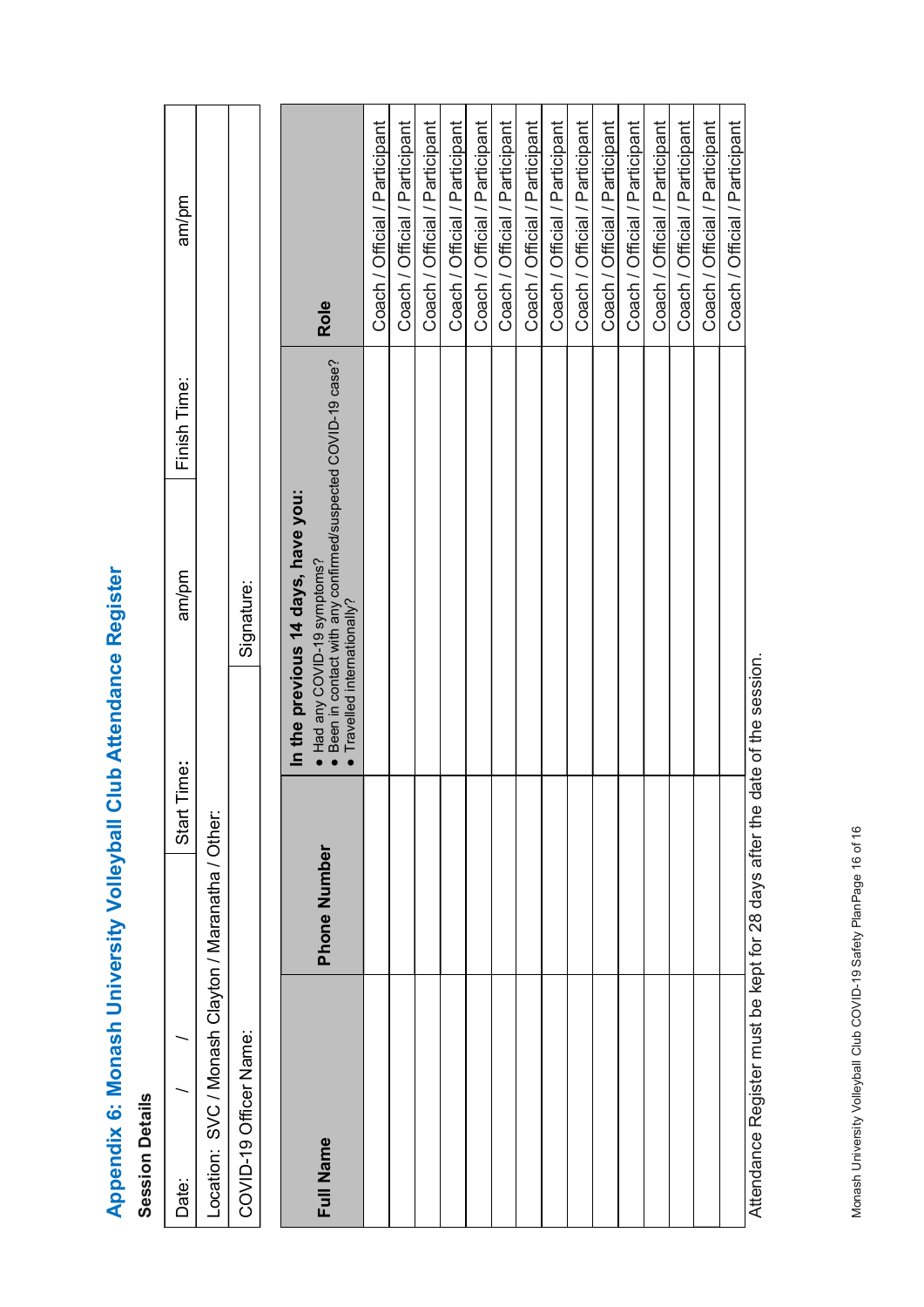# Appendix 6: Monash University Volleyball Club Attendance Register

**Session Details**

| | | | |
|---|---|---|---|
| Date: / / | Start Time: am/pm | Finish Time: | am/pm |
| Location: SVC / Monash Clayton / Maranatha / Other: | | | |
| COVID-19 Officer Name: | | Signature: | |

| Full Name | Phone Number | In the previous 14 days, have you:<br>• Had any COVID-19 symptoms?<br>• Been in contact with any confirmed/suspected COVID-19 case?<br>• Travelled internationally? | Role |
|---|---|---|---|
| | | | Coach / Official / Participant |
| | | | Coach / Official / Participant |
| | | | Coach / Official / Participant |
| | | | Coach / Official / Participant |
| | | | Coach / Official / Participant |
| | | | Coach / Official / Participant |
| | | | Coach / Official / Participant |
| | | | Coach / Official / Participant |
| | | | Coach / Official / Participant |
| | | | Coach / Official / Participant |
| | | | Coach / Official / Participant |
| | | | Coach / Official / Participant |
| | | | Coach / Official / Participant |
| | | | Coach / Official / Participant |
| | | | Coach / Official / Participant |

Attendance Register must be kept for 28 days after the date of the session.